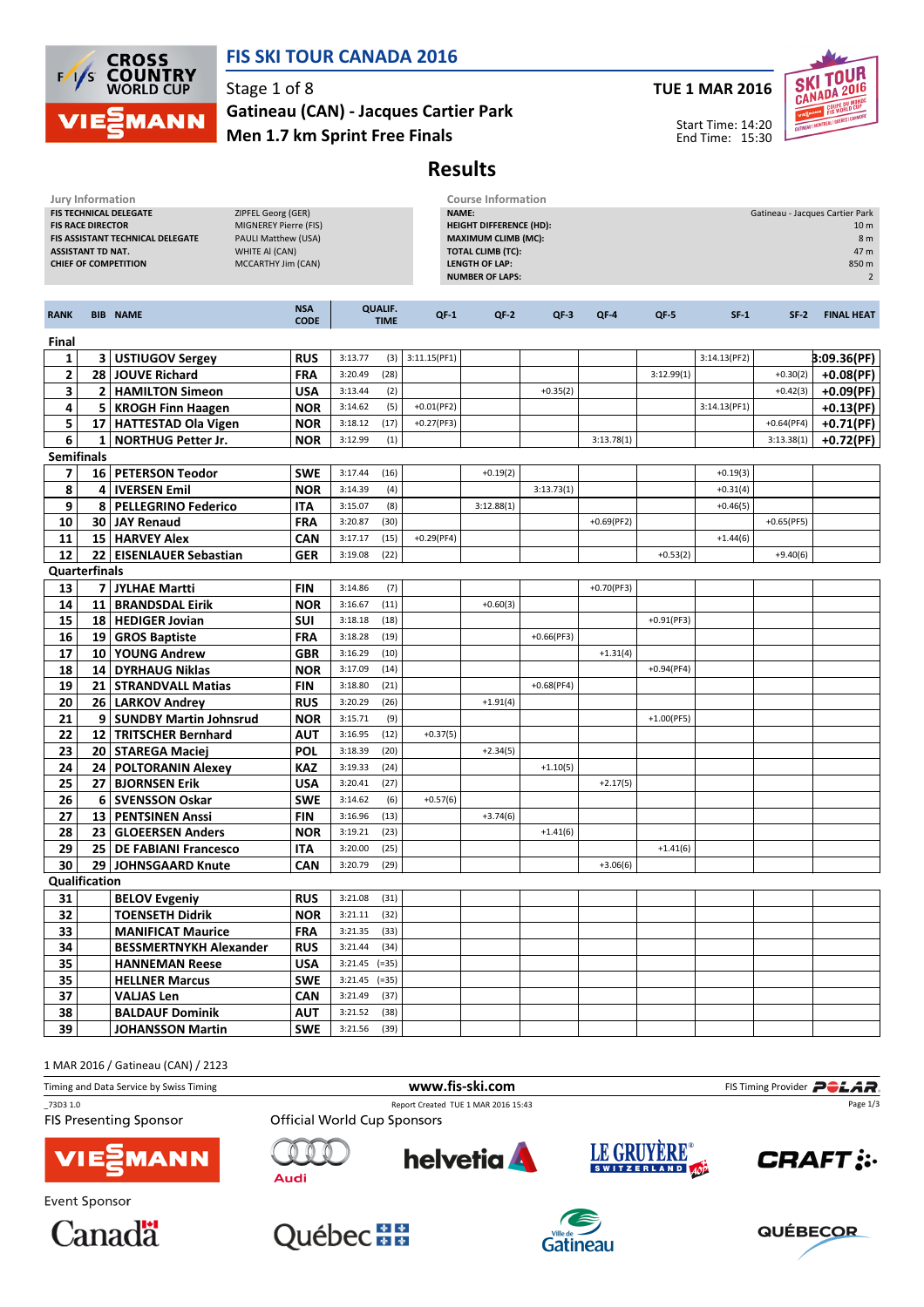# FIS SKI TOUR CANADA 2016

Stage 1 of 8

Gatineau (CAN) - Jacques Cartier Park

Men 1.7 km Sprint Free Finals

TUE 1 MAR 2016

Start Time: 14:20
End Time: 15:30

## Results

| Jury Information | |
|---|---|
| FIS TECHNICAL DELEGATE | ZIPFEL Georg (GER) |
| FIS RACE DIRECTOR | MIGNEREY Pierre (FIS) |
| FIS ASSISTANT TECHNICAL DELEGATE | PAULI Matthew (USA) |
| ASSISTANT TD NAT. | WHITE Al (CAN) |
| CHIEF OF COMPETITION | MCCARTHY Jim (CAN) |

| Course Information | |
|---|---|
| NAME: | Gatineau - Jacques Cartier Park |
| HEIGHT DIFFERENCE (HD): | 10 m |
| MAXIMUM CLIMB (MC): | 8 m |
| TOTAL CLIMB (TC): | 47 m |
| LENGTH OF LAP: | 850 m |
| NUMBER OF LAPS: | 2 |

| RANK | BIB | NAME | NSA CODE | QUALIF. TIME | | QF-1 | QF-2 | QF-3 | QF-4 | QF-5 | SF-1 | SF-2 | FINAL HEAT |
|---|---|---|---|---|---|---|---|---|---|---|---|---|---|
| **Final** | | | | | | | | | | | | | |
| 1 | 3 | USTIUGOV Sergey | RUS | 3:13.77 | (3) | 3:11.15(PF1) | | | | | 3:14.13(PF2) | | 3:09.36(PF) |
| 2 | 28 | JOUVE Richard | FRA | 3:20.49 | (28) | | | | | 3:12.99(1) | | +0.30(2) | +0.08(PF) |
| 3 | 2 | HAMILTON Simeon | USA | 3:13.44 | (2) | | | +0.35(2) | | | | +0.42(3) | +0.09(PF) |
| 4 | 5 | KROGH Finn Haagen | NOR | 3:14.62 | (5) | +0.01(PF2) | | | | | 3:14.13(PF1) | | +0.13(PF) |
| 5 | 17 | HATTESTAD Ola Vigen | NOR | 3:18.12 | (17) | +0.27(PF3) | | | | | | +0.64(PF4) | +0.71(PF) |
| 6 | 1 | NORTHUG Petter Jr. | NOR | 3:12.99 | (1) | | | | 3:13.78(1) | | | 3:13.38(1) | +0.72(PF) |
| **Semifinals** | | | | | | | | | | | | | |
| 7 | 16 | PETERSON Teodor | SWE | 3:17.44 | (16) | | +0.19(2) | | | | +0.19(3) | | |
| 8 | 4 | IVERSEN Emil | NOR | 3:14.39 | (4) | | | 3:13.73(1) | | | +0.31(4) | | |
| 9 | 8 | PELLEGRINO Federico | ITA | 3:15.07 | (8) | | 3:12.88(1) | | | | +0.46(5) | | |
| 10 | 30 | JAY Renaud | FRA | 3:20.87 | (30) | | | | +0.69(PF2) | | | +0.65(PF5) | |
| 11 | 15 | HARVEY Alex | CAN | 3:17.17 | (15) | +0.29(PF4) | | | | | +1.44(6) | | |
| 12 | 22 | EISENLAUER Sebastian | GER | 3:19.08 | (22) | | | | | +0.53(2) | | +9.40(6) | |
| **Quarterfinals** | | | | | | | | | | | | | |
| 13 | 7 | JYLHAE Martti | FIN | 3:14.86 | (7) | | | | +0.70(PF3) | | | | |
| 14 | 11 | BRANDSDAL Eirik | NOR | 3:16.67 | (11) | | +0.60(3) | | | | | | |
| 15 | 18 | HEDIGER Jovian | SUI | 3:18.18 | (18) | | | | | +0.91(PF3) | | | |
| 16 | 19 | GROS Baptiste | FRA | 3:18.28 | (19) | | | +0.66(PF3) | | | | | |
| 17 | 10 | YOUNG Andrew | GBR | 3:16.29 | (10) | | | | +1.31(4) | | | | |
| 18 | 14 | DYRHAUG Niklas | NOR | 3:17.09 | (14) | | | | | +0.94(PF4) | | | |
| 19 | 21 | STRANDVALL Matias | FIN | 3:18.80 | (21) | | | +0.68(PF4) | | | | | |
| 20 | 26 | LARKOV Andrey | RUS | 3:20.29 | (26) | | +1.91(4) | | | | | | |
| 21 | 9 | SUNDBY Martin Johnsrud | NOR | 3:15.71 | (9) | | | | | +1.00(PF5) | | | |
| 22 | 12 | TRITSCHER Bernhard | AUT | 3:16.95 | (12) | +0.37(5) | | | | | | | |
| 23 | 20 | STAREGA Maciej | POL | 3:18.39 | (20) | | +2.34(5) | | | | | | |
| 24 | 24 | POLTORANIN Alexey | KAZ | 3:19.33 | (24) | | | +1.10(5) | | | | | |
| 25 | 27 | BJORNSEN Erik | USA | 3:20.41 | (27) | | | | +2.17(5) | | | | |
| 26 | 6 | SVENSSON Oskar | SWE | 3:14.62 | (6) | +0.57(6) | | | | | | | |
| 27 | 13 | PENTSINEN Anssi | FIN | 3:16.96 | (13) | | +3.74(6) | | | | | | |
| 28 | 23 | GLOEERSEN Anders | NOR | 3:19.21 | (23) | | | +1.41(6) | | | | | |
| 29 | 25 | DE FABIANI Francesco | ITA | 3:20.00 | (25) | | | | | +1.41(6) | | | |
| 30 | 29 | JOHNSGAARD Knute | CAN | 3:20.79 | (29) | | | | +3.06(6) | | | | |
| **Qualification** | | | | | | | | | | | | | |
| 31 | | BELOV Evgeniy | RUS | 3:21.08 | (31) | | | | | | | | |
| 32 | | TOENSETH Didrik | NOR | 3:21.11 | (32) | | | | | | | | |
| 33 | | MANIFICAT Maurice | FRA | 3:21.35 | (33) | | | | | | | | |
| 34 | | BESSMERTNYKH Alexander | RUS | 3:21.44 | (34) | | | | | | | | |
| 35 | | HANNEMAN Reese | USA | 3:21.45 | (=35) | | | | | | | | |
| 35 | | HELLNER Marcus | SWE | 3:21.45 | (=35) | | | | | | | | |
| 37 | | VALJAS Len | CAN | 3:21.49 | (37) | | | | | | | | |
| 38 | | BALDAUF Dominik | AUT | 3:21.52 | (38) | | | | | | | | |
| 39 | | JOHANSSON Martin | SWE | 3:21.56 | (39) | | | | | | | | |

1 MAR 2016 / Gatineau (CAN) / 2123

Timing and Data Service by Swiss Timing — www.fis-ski.com — FIS Timing Provider POLAR

_73D3 1.0 — Report Created TUE 1 MAR 2016 15:43

FIS Presenting Sponsor — Official World Cup Sponsors

Event Sponsor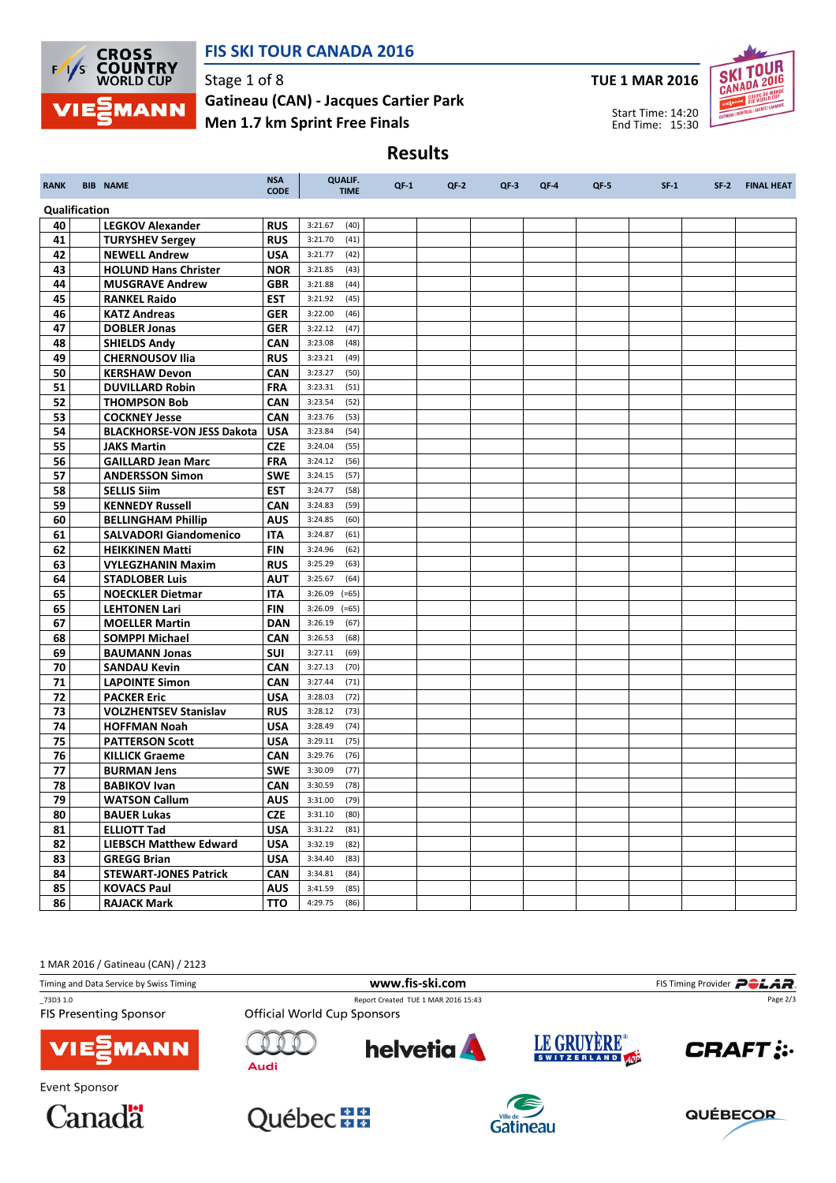# FIS SKI TOUR CANADA 2016

Stage 1 of 8
Gatineau (CAN) - Jacques Cartier Park
Men 1.7 km Sprint Free Finals

TUE 1 MAR 2016

Start Time: 14:20
End Time: 15:30

## Results

| RANK | BIB | NAME | NSA CODE | QUALIF. TIME | | QF-1 | QF-2 | QF-3 | QF-4 | QF-5 | SF-1 | SF-2 | FINAL HEAT |
|---|---|---|---|---|---|---|---|---|---|---|---|---|---|
| **Qualification** | | | | | | | | | | | | | |
| 40 | | LEGKOV Alexander | RUS | 3:21.67 | (40) | | | | | | | | |
| 41 | | TURYSHEV Sergey | RUS | 3:21.70 | (41) | | | | | | | | |
| 42 | | NEWELL Andrew | USA | 3:21.77 | (42) | | | | | | | | |
| 43 | | HOLUND Hans Christer | NOR | 3:21.85 | (43) | | | | | | | | |
| 44 | | MUSGRAVE Andrew | GBR | 3:21.88 | (44) | | | | | | | | |
| 45 | | RANKEL Raido | EST | 3:21.92 | (45) | | | | | | | | |
| 46 | | KATZ Andreas | GER | 3:22.00 | (46) | | | | | | | | |
| 47 | | DOBLER Jonas | GER | 3:22.12 | (47) | | | | | | | | |
| 48 | | SHIELDS Andy | CAN | 3:23.08 | (48) | | | | | | | | |
| 49 | | CHERNOUSOV Ilia | RUS | 3:23.21 | (49) | | | | | | | | |
| 50 | | KERSHAW Devon | CAN | 3:23.27 | (50) | | | | | | | | |
| 51 | | DUVILLARD Robin | FRA | 3:23.31 | (51) | | | | | | | | |
| 52 | | THOMPSON Bob | CAN | 3:23.54 | (52) | | | | | | | | |
| 53 | | COCKNEY Jesse | CAN | 3:23.76 | (53) | | | | | | | | |
| 54 | | BLACKHORSE-VON JESS Dakota | USA | 3:23.84 | (54) | | | | | | | | |
| 55 | | JAKS Martin | CZE | 3:24.04 | (55) | | | | | | | | |
| 56 | | GAILLARD Jean Marc | FRA | 3:24.12 | (56) | | | | | | | | |
| 57 | | ANDERSSON Simon | SWE | 3:24.15 | (57) | | | | | | | | |
| 58 | | SELLIS Siim | EST | 3:24.77 | (58) | | | | | | | | |
| 59 | | KENNEDY Russell | CAN | 3:24.83 | (59) | | | | | | | | |
| 60 | | BELLINGHAM Phillip | AUS | 3:24.85 | (60) | | | | | | | | |
| 61 | | SALVADORI Giandomenico | ITA | 3:24.87 | (61) | | | | | | | | |
| 62 | | HEIKKINEN Matti | FIN | 3:24.96 | (62) | | | | | | | | |
| 63 | | VYLEGZHANIN Maxim | RUS | 3:25.29 | (63) | | | | | | | | |
| 64 | | STADLOBER Luis | AUT | 3:25.67 | (64) | | | | | | | | |
| 65 | | NOECKLER Dietmar | ITA | 3:26.09 | (=65) | | | | | | | | |
| 65 | | LEHTONEN Lari | FIN | 3:26.09 | (=65) | | | | | | | | |
| 67 | | MOELLER Martin | DAN | 3:26.19 | (67) | | | | | | | | |
| 68 | | SOMPPI Michael | CAN | 3:26.53 | (68) | | | | | | | | |
| 69 | | BAUMANN Jonas | SUI | 3:27.11 | (69) | | | | | | | | |
| 70 | | SANDAU Kevin | CAN | 3:27.13 | (70) | | | | | | | | |
| 71 | | LAPOINTE Simon | CAN | 3:27.44 | (71) | | | | | | | | |
| 72 | | PACKER Eric | USA | 3:28.03 | (72) | | | | | | | | |
| 73 | | VOLZHENTSEV Stanislav | RUS | 3:28.12 | (73) | | | | | | | | |
| 74 | | HOFFMAN Noah | USA | 3:28.49 | (74) | | | | | | | | |
| 75 | | PATTERSON Scott | USA | 3:29.11 | (75) | | | | | | | | |
| 76 | | KILLICK Graeme | CAN | 3:29.76 | (76) | | | | | | | | |
| 77 | | BURMAN Jens | SWE | 3:30.09 | (77) | | | | | | | | |
| 78 | | BABIKOV Ivan | CAN | 3:30.59 | (78) | | | | | | | | |
| 79 | | WATSON Callum | AUS | 3:31.00 | (79) | | | | | | | | |
| 80 | | BAUER Lukas | CZE | 3:31.10 | (80) | | | | | | | | |
| 81 | | ELLIOTT Tad | USA | 3:31.22 | (81) | | | | | | | | |
| 82 | | LIEBSCH Matthew Edward | USA | 3:32.19 | (82) | | | | | | | | |
| 83 | | GREGG Brian | USA | 3:34.40 | (83) | | | | | | | | |
| 84 | | STEWART-JONES Patrick | CAN | 3:34.81 | (84) | | | | | | | | |
| 85 | | KOVACS Paul | AUS | 3:41.59 | (85) | | | | | | | | |
| 86 | | RAJACK Mark | TTO | 4:29.75 | (86) | | | | | | | | |

1 MAR 2016 / Gatineau (CAN) / 2123

Timing and Data Service by Swiss Timing — www.fis-ski.com — FIS Timing Provider POLAR

_73D3 1.0 — Report Created TUE 1 MAR 2016 15:43

FIS Presenting Sponsor — Official World Cup Sponsors

Event Sponsor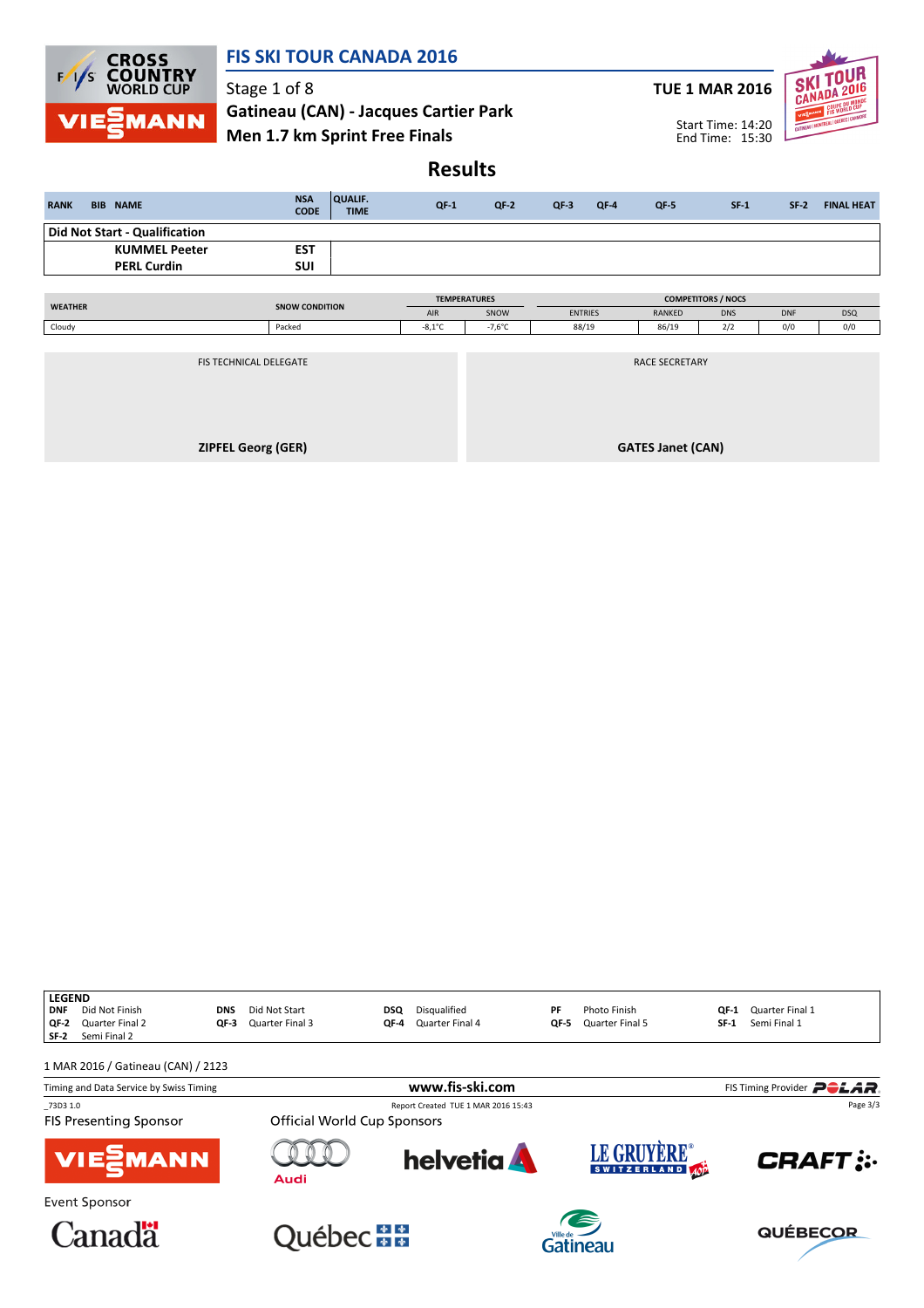# FIS SKI TOUR CANADA 2016

Stage 1 of 8

Gatineau (CAN) - Jacques Cartier Park

Men 1.7 km Sprint Free Finals

TUE 1 MAR 2016

Start Time: 14:20
End Time: 15:30

## Results

| RANK | BIB | NAME | NSA CODE | QUALIF. TIME | QF-1 | QF-2 | QF-3 | QF-4 | QF-5 | SF-1 | SF-2 | FINAL HEAT |
|---|---|---|---|---|---|---|---|---|---|---|---|---|
| **Did Not Start - Qualification** | | | | | | | | | | | | |
| | | **KUMMEL Peeter** | **EST** | | | | | | | | | |
| | | **PERL Curdin** | **SUI** | | | | | | | | | |

| WEATHER | SNOW CONDITION | TEMPERATURES | | COMPETITORS / NOCS | | | | |
|---|---|---|---|---|---|---|---|---|
| | | AIR | SNOW | ENTRIES | RANKED | DNS | DNF | DSQ |
| Cloudy | Packed | -8,1°C | -7,6°C | 88/19 | 86/19 | 2/2 | 0/0 | 0/0 |

| FIS TECHNICAL DELEGATE | RACE SECRETARY |
|---|---|
| **ZIPFEL Georg (GER)** | **GATES Janet (CAN)** |

**LEGEND**

| | | | | | | | | | |
|---|---|---|---|---|---|---|---|---|---|
| **DNF** | Did Not Finish | **DNS** | Did Not Start | **DSQ** | Disqualified | **PF** | Photo Finish | **QF-1** | Quarter Final 1 |
| **QF-2** | Quarter Final 2 | **QF-3** | Quarter Final 3 | **QF-4** | Quarter Final 4 | **QF-5** | Quarter Final 5 | **SF-1** | Semi Final 1 |
| **SF-2** | Semi Final 2 | | | | | | | | |

1 MAR 2016 / Gatineau (CAN) / 2123

Timing and Data Service by Swiss Timing — www.fis-ski.com — FIS Timing Provider POLAR

_73D3 1.0 — Report Created TUE 1 MAR 2016 15:43

FIS Presenting Sponsor

Official World Cup Sponsors

Event Sponsor